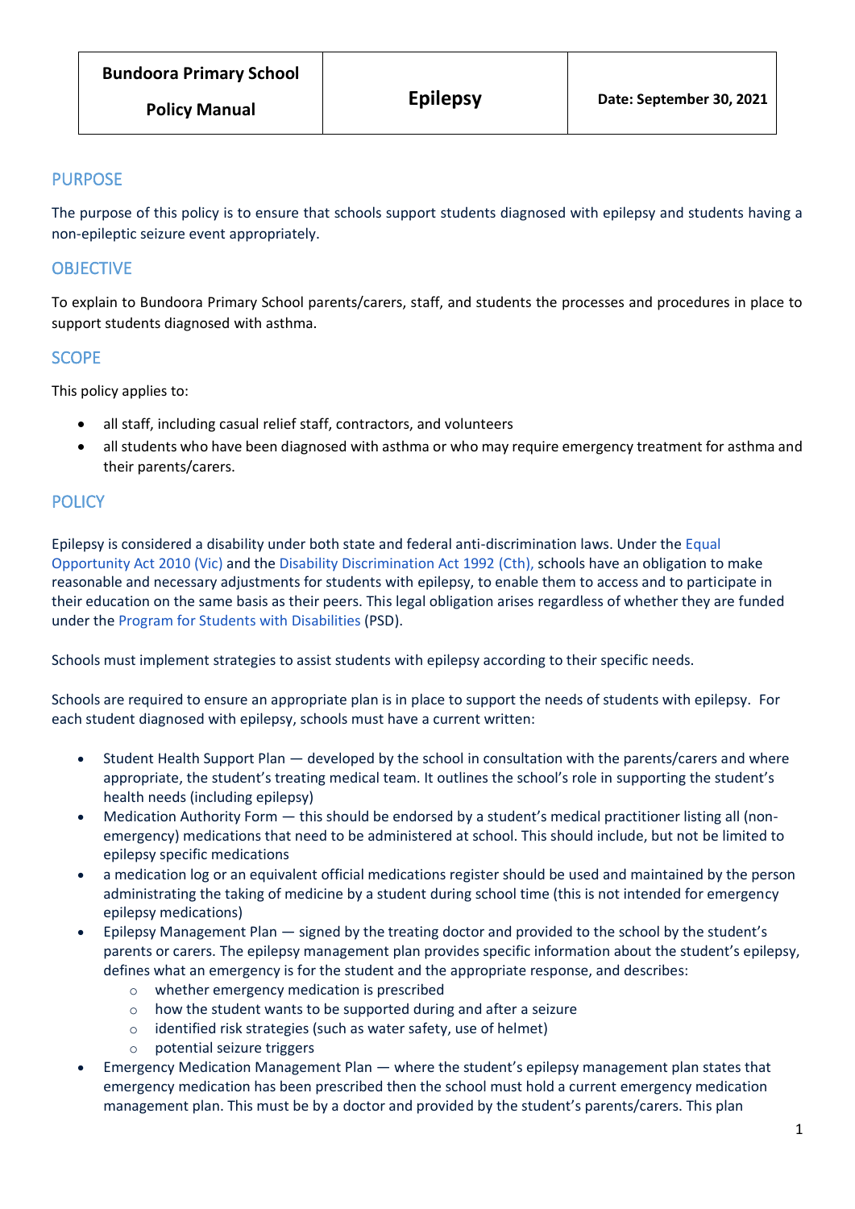| Bundoora Primary School<br><br>Policy Manual | Epilepsy | Date: September 30, 2021 |
|---|---|---|

## PURPOSE

The purpose of this policy is to ensure that schools support students diagnosed with epilepsy and students having a non-epileptic seizure event appropriately.

## OBJECTIVE

To explain to Bundoora Primary School parents/carers, staff, and students the processes and procedures in place to support students diagnosed with asthma.

## SCOPE

This policy applies to:

- all staff, including casual relief staff, contractors, and volunteers
- all students who have been diagnosed with asthma or who may require emergency treatment for asthma and their parents/carers.

## POLICY

Epilepsy is considered a disability under both state and federal anti-discrimination laws. Under the Equal Opportunity Act 2010 (Vic) and the Disability Discrimination Act 1992 (Cth), schools have an obligation to make reasonable and necessary adjustments for students with epilepsy, to enable them to access and to participate in their education on the same basis as their peers. This legal obligation arises regardless of whether they are funded under the Program for Students with Disabilities (PSD).

Schools must implement strategies to assist students with epilepsy according to their specific needs.

Schools are required to ensure an appropriate plan is in place to support the needs of students with epilepsy. For each student diagnosed with epilepsy, schools must have a current written:

- Student Health Support Plan — developed by the school in consultation with the parents/carers and where appropriate, the student's treating medical team. It outlines the school's role in supporting the student's health needs (including epilepsy)
- Medication Authority Form — this should be endorsed by a student's medical practitioner listing all (non-emergency) medications that need to be administered at school. This should include, but not be limited to epilepsy specific medications
- a medication log or an equivalent official medications register should be used and maintained by the person administrating the taking of medicine by a student during school time (this is not intended for emergency epilepsy medications)
- Epilepsy Management Plan — signed by the treating doctor and provided to the school by the student's parents or carers. The epilepsy management plan provides specific information about the student's epilepsy, defines what an emergency is for the student and the appropriate response, and describes:
  - whether emergency medication is prescribed
  - how the student wants to be supported during and after a seizure
  - identified risk strategies (such as water safety, use of helmet)
  - potential seizure triggers
- Emergency Medication Management Plan — where the student's epilepsy management plan states that emergency medication has been prescribed then the school must hold a current emergency medication management plan. This must be by a doctor and provided by the student's parents/carers. This plan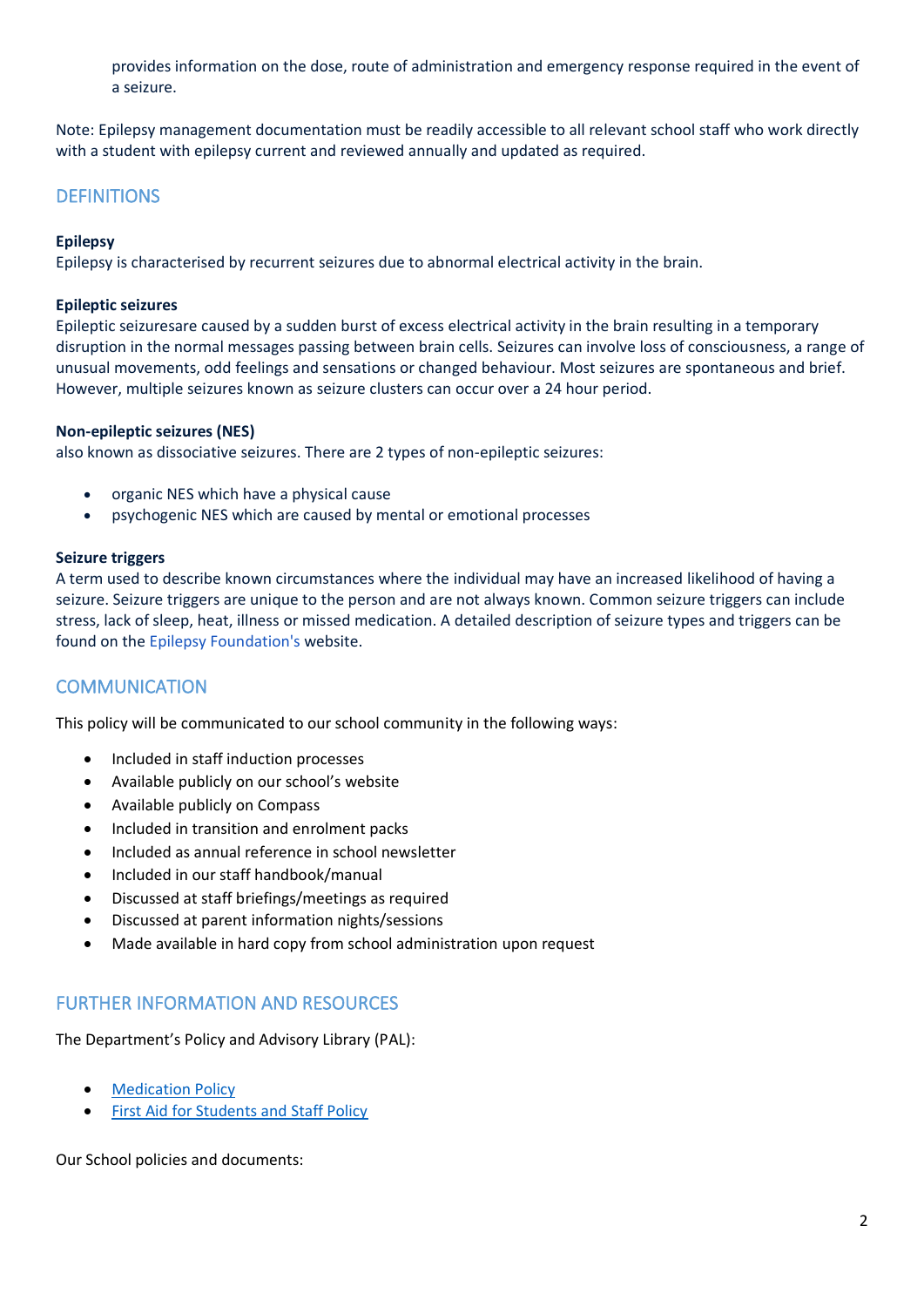provides information on the dose, route of administration and emergency response required in the event of a seizure.

Note: Epilepsy management documentation must be readily accessible to all relevant school staff who work directly with a student with epilepsy current and reviewed annually and updated as required.

## DEFINITIONS

**Epilepsy**
Epilepsy is characterised by recurrent seizures due to abnormal electrical activity in the brain.

**Epileptic seizures**
Epileptic seizuresare caused by a sudden burst of excess electrical activity in the brain resulting in a temporary disruption in the normal messages passing between brain cells. Seizures can involve loss of consciousness, a range of unusual movements, odd feelings and sensations or changed behaviour. Most seizures are spontaneous and brief. However, multiple seizures known as seizure clusters can occur over a 24 hour period.

**Non-epileptic seizures (NES)**
also known as dissociative seizures. There are 2 types of non-epileptic seizures:

- organic NES which have a physical cause
- psychogenic NES which are caused by mental or emotional processes

**Seizure triggers**
A term used to describe known circumstances where the individual may have an increased likelihood of having a seizure. Seizure triggers are unique to the person and are not always known. Common seizure triggers can include stress, lack of sleep, heat, illness or missed medication. A detailed description of seizure types and triggers can be found on the Epilepsy Foundation's website.

## COMMUNICATION

This policy will be communicated to our school community in the following ways:

- Included in staff induction processes
- Available publicly on our school's website
- Available publicly on Compass
- Included in transition and enrolment packs
- Included as annual reference in school newsletter
- Included in our staff handbook/manual
- Discussed at staff briefings/meetings as required
- Discussed at parent information nights/sessions
- Made available in hard copy from school administration upon request

## FURTHER INFORMATION AND RESOURCES

The Department's Policy and Advisory Library (PAL):

- Medication Policy
- First Aid for Students and Staff Policy

Our School policies and documents: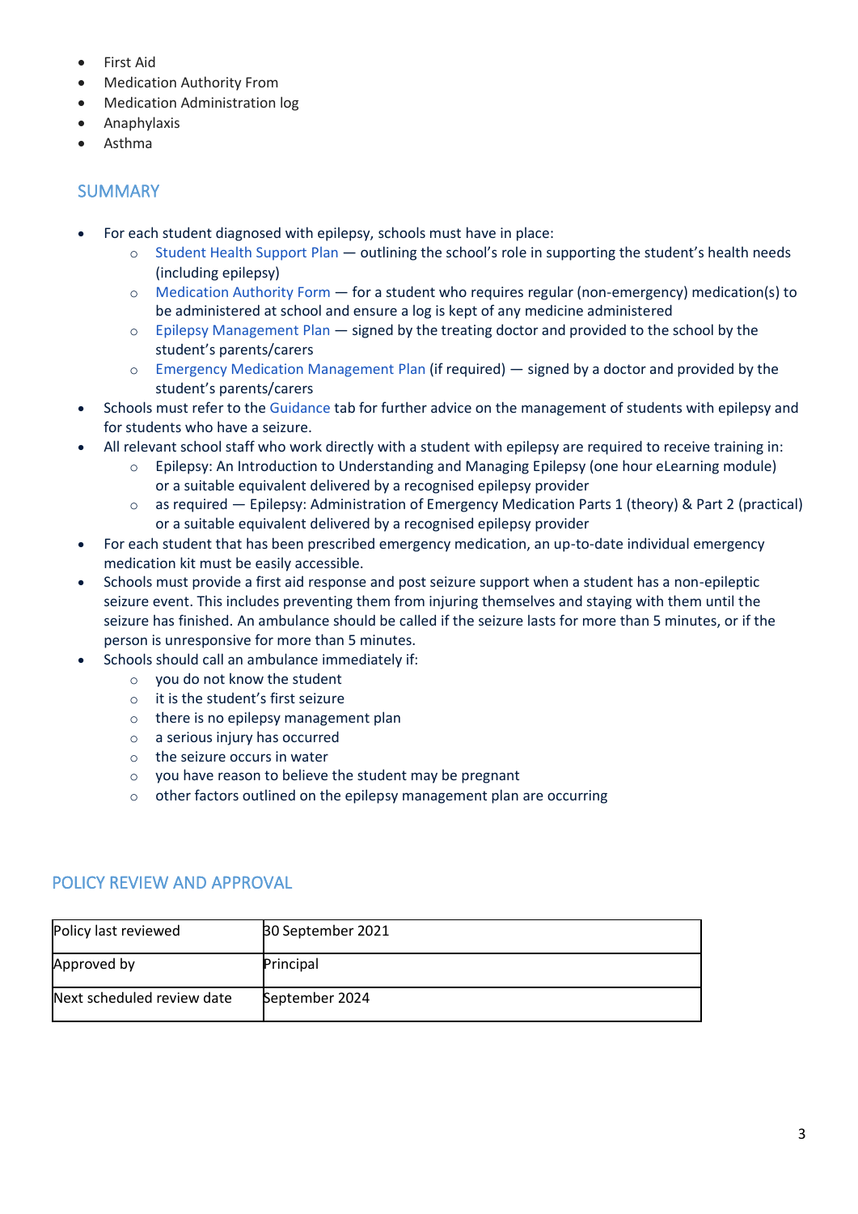- First Aid
- Medication Authority From
- Medication Administration log
- Anaphylaxis
- Asthma

## SUMMARY

- For each student diagnosed with epilepsy, schools must have in place:
  - Student Health Support Plan — outlining the school's role in supporting the student's health needs (including epilepsy)
  - Medication Authority Form — for a student who requires regular (non-emergency) medication(s) to be administered at school and ensure a log is kept of any medicine administered
  - Epilepsy Management Plan — signed by the treating doctor and provided to the school by the student's parents/carers
  - Emergency Medication Management Plan (if required) — signed by a doctor and provided by the student's parents/carers
- Schools must refer to the Guidance tab for further advice on the management of students with epilepsy and for students who have a seizure.
- All relevant school staff who work directly with a student with epilepsy are required to receive training in:
  - Epilepsy: An Introduction to Understanding and Managing Epilepsy (one hour eLearning module) or a suitable equivalent delivered by a recognised epilepsy provider
  - as required — Epilepsy: Administration of Emergency Medication Parts 1 (theory) & Part 2 (practical) or a suitable equivalent delivered by a recognised epilepsy provider
- For each student that has been prescribed emergency medication, an up-to-date individual emergency medication kit must be easily accessible.
- Schools must provide a first aid response and post seizure support when a student has a non-epileptic seizure event. This includes preventing them from injuring themselves and staying with them until the seizure has finished. An ambulance should be called if the seizure lasts for more than 5 minutes, or if the person is unresponsive for more than 5 minutes.
- Schools should call an ambulance immediately if:
  - you do not know the student
  - it is the student's first seizure
  - there is no epilepsy management plan
  - a serious injury has occurred
  - the seizure occurs in water
  - you have reason to believe the student may be pregnant
  - other factors outlined on the epilepsy management plan are occurring

## POLICY REVIEW AND APPROVAL

| | |
|---|---|
| Policy last reviewed | 30 September 2021 |
| Approved by | Principal |
| Next scheduled review date | September 2024 |